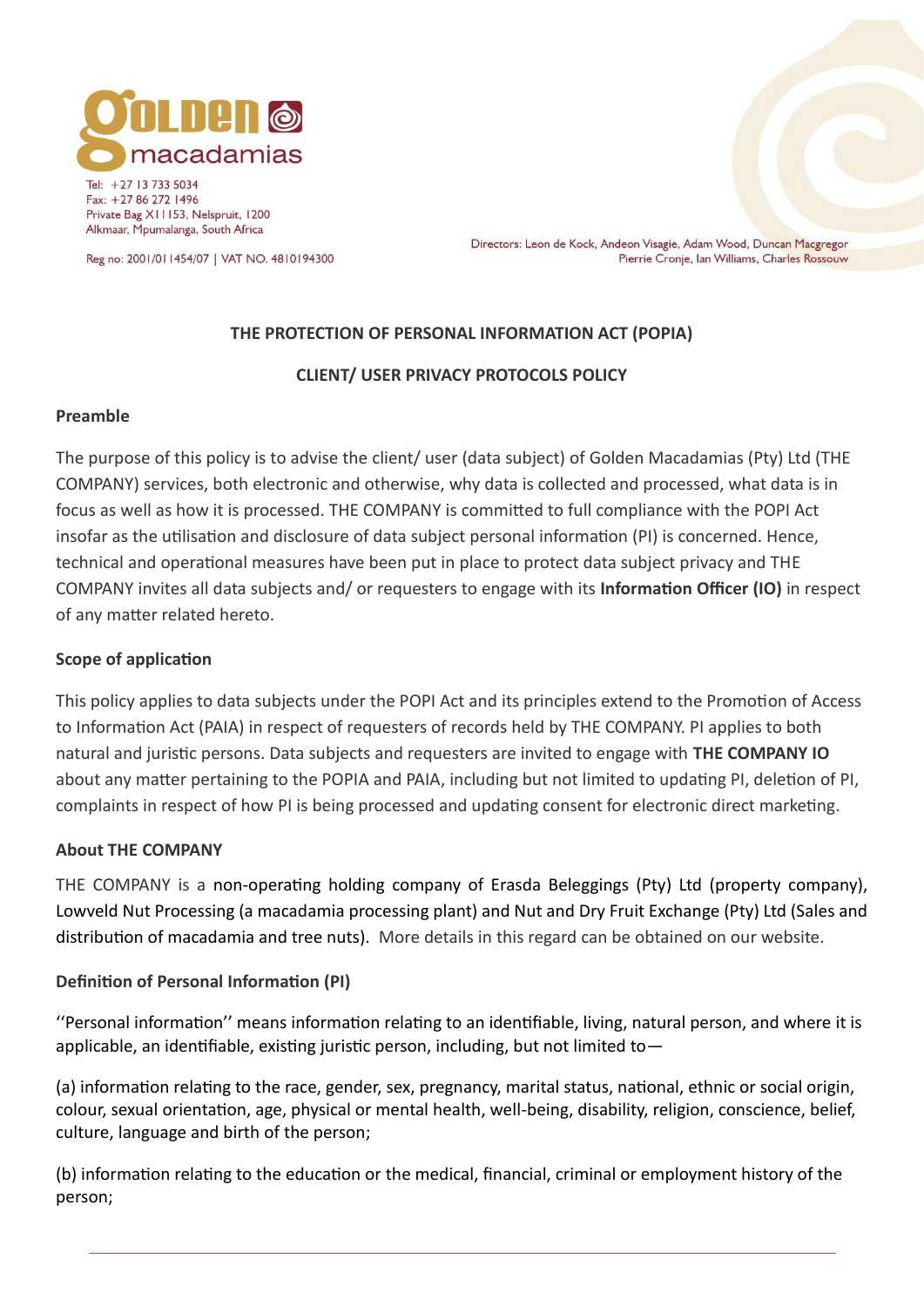golden macadamias

Tel: +27 13 733 5034
Fax: +27 86 272 1496
Private Bag X11153, Nelspruit, 1200
Alkmaar, Mpumalanga, South Africa

Reg no: 2001/011454/07 | VAT NO. 4810194300

Directors: Leon de Kock, Andeon Visagie, Adam Wood, Duncan Macgregor
Pierrie Cronje, Ian Williams, Charles Rossouw

**THE PROTECTION OF PERSONAL INFORMATION ACT (POPIA)**

**CLIENT/ USER PRIVACY PROTOCOLS POLICY**

**Preamble**

The purpose of this policy is to advise the client/ user (data subject) of Golden Macadamias (Pty) Ltd (THE COMPANY) services, both electronic and otherwise, why data is collected and processed, what data is in focus as well as how it is processed. THE COMPANY is committed to full compliance with the POPI Act insofar as the utilisation and disclosure of data subject personal information (PI) is concerned. Hence, technical and operational measures have been put in place to protect data subject privacy and THE COMPANY invites all data subjects and/ or requesters to engage with its **Information Officer (IO)** in respect of any matter related hereto.

**Scope of application**

This policy applies to data subjects under the POPI Act and its principles extend to the Promotion of Access to Information Act (PAIA) in respect of requesters of records held by THE COMPANY. PI applies to both natural and juristic persons. Data subjects and requesters are invited to engage with **THE COMPANY IO** about any matter pertaining to the POPIA and PAIA, including but not limited to updating PI, deletion of PI, complaints in respect of how PI is being processed and updating consent for electronic direct marketing.

**About THE COMPANY**

THE COMPANY is a non-operating holding company of Erasda Beleggings (Pty) Ltd (property company), Lowveld Nut Processing (a macadamia processing plant) and Nut and Dry Fruit Exchange (Pty) Ltd (Sales and distribution of macadamia and tree nuts). More details in this regard can be obtained on our website.

**Definition of Personal Information (PI)**

''Personal information'' means information relating to an identifiable, living, natural person, and where it is applicable, an identifiable, existing juristic person, including, but not limited to—

(a) information relating to the race, gender, sex, pregnancy, marital status, national, ethnic or social origin, colour, sexual orientation, age, physical or mental health, well-being, disability, religion, conscience, belief, culture, language and birth of the person;

(b) information relating to the education or the medical, financial, criminal or employment history of the person;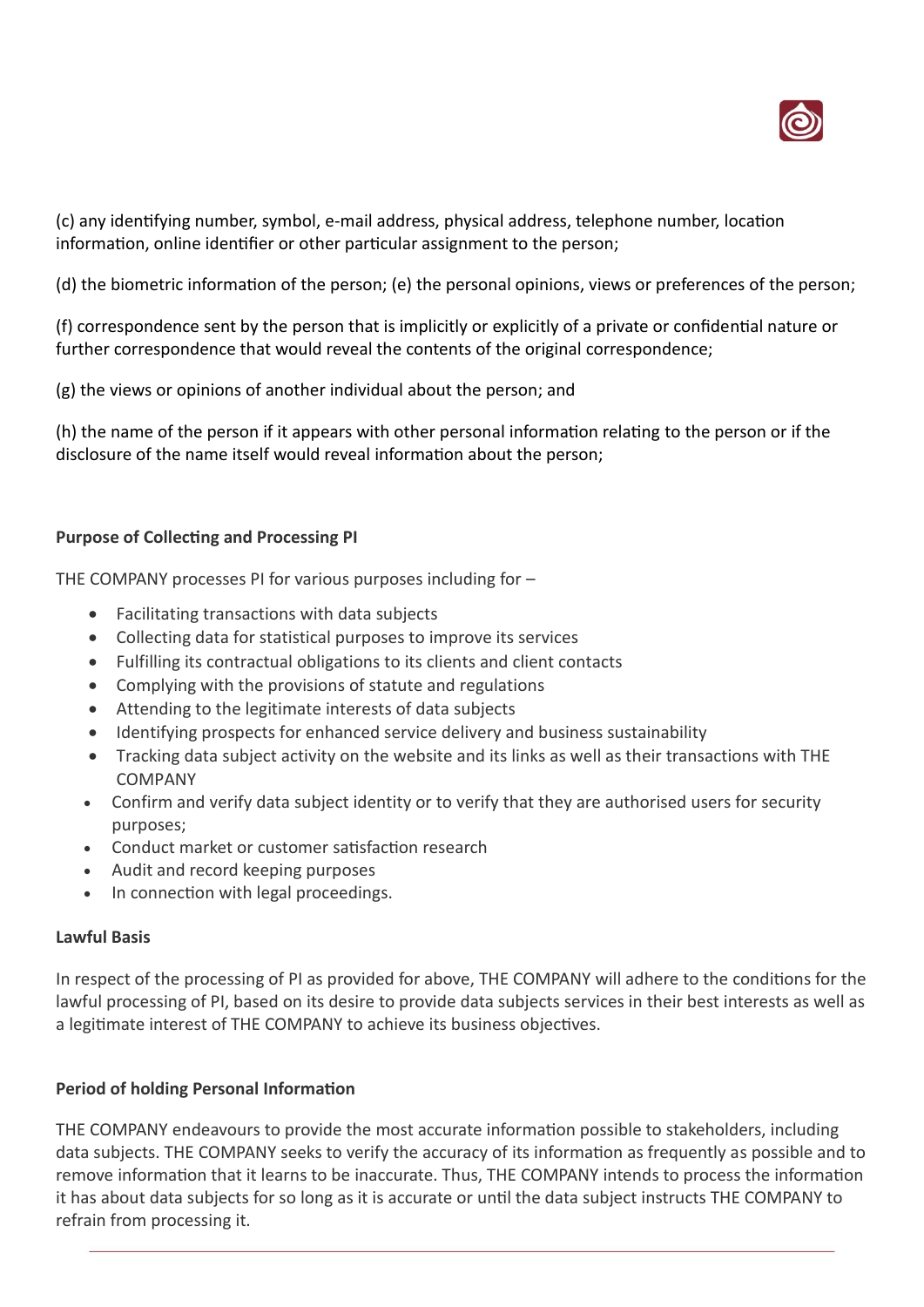(c) any identifying number, symbol, e-mail address, physical address, telephone number, location information, online identifier or other particular assignment to the person;

(d) the biometric information of the person; (e) the personal opinions, views or preferences of the person;

(f) correspondence sent by the person that is implicitly or explicitly of a private or confidential nature or further correspondence that would reveal the contents of the original correspondence;

(g) the views or opinions of another individual about the person; and

(h) the name of the person if it appears with other personal information relating to the person or if the disclosure of the name itself would reveal information about the person;

**Purpose of Collecting and Processing PI**

THE COMPANY processes PI for various purposes including for –

- Facilitating transactions with data subjects
- Collecting data for statistical purposes to improve its services
- Fulfilling its contractual obligations to its clients and client contacts
- Complying with the provisions of statute and regulations
- Attending to the legitimate interests of data subjects
- Identifying prospects for enhanced service delivery and business sustainability
- Tracking data subject activity on the website and its links as well as their transactions with THE COMPANY
- Confirm and verify data subject identity or to verify that they are authorised users for security purposes;
- Conduct market or customer satisfaction research
- Audit and record keeping purposes
- In connection with legal proceedings.

**Lawful Basis**

In respect of the processing of PI as provided for above, THE COMPANY will adhere to the conditions for the lawful processing of PI, based on its desire to provide data subjects services in their best interests as well as a legitimate interest of THE COMPANY to achieve its business objectives.

**Period of holding Personal Information**

THE COMPANY endeavours to provide the most accurate information possible to stakeholders, including data subjects. THE COMPANY seeks to verify the accuracy of its information as frequently as possible and to remove information that it learns to be inaccurate. Thus, THE COMPANY intends to process the information it has about data subjects for so long as it is accurate or until the data subject instructs THE COMPANY to refrain from processing it.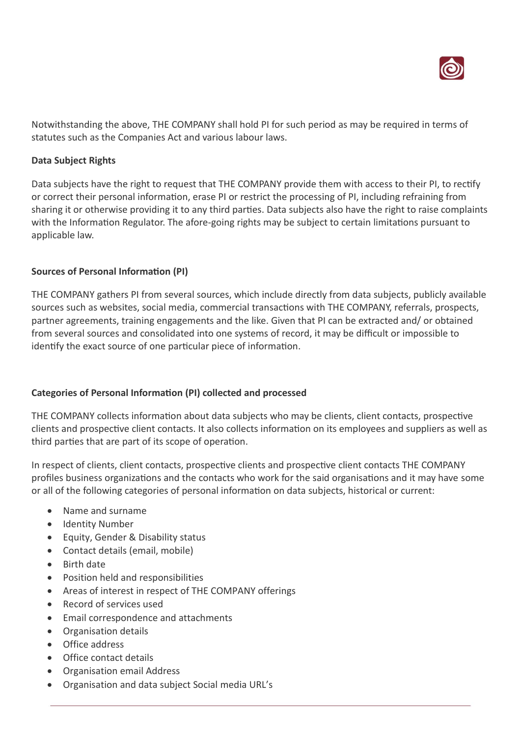Notwithstanding the above, THE COMPANY shall hold PI for such period as may be required in terms of statutes such as the Companies Act and various labour laws.

**Data Subject Rights**

Data subjects have the right to request that THE COMPANY provide them with access to their PI, to rectify or correct their personal information, erase PI or restrict the processing of PI, including refraining from sharing it or otherwise providing it to any third parties. Data subjects also have the right to raise complaints with the Information Regulator. The afore-going rights may be subject to certain limitations pursuant to applicable law.

**Sources of Personal Information (PI)**

THE COMPANY gathers PI from several sources, which include directly from data subjects, publicly available sources such as websites, social media, commercial transactions with THE COMPANY, referrals, prospects, partner agreements, training engagements and the like. Given that PI can be extracted and/ or obtained from several sources and consolidated into one systems of record, it may be difficult or impossible to identify the exact source of one particular piece of information.

**Categories of Personal Information (PI) collected and processed**

THE COMPANY collects information about data subjects who may be clients, client contacts, prospective clients and prospective client contacts. It also collects information on its employees and suppliers as well as third parties that are part of its scope of operation.

In respect of clients, client contacts, prospective clients and prospective client contacts THE COMPANY profiles business organizations and the contacts who work for the said organisations and it may have some or all of the following categories of personal information on data subjects, historical or current:

- Name and surname
- Identity Number
- Equity, Gender & Disability status
- Contact details (email, mobile)
- Birth date
- Position held and responsibilities
- Areas of interest in respect of THE COMPANY offerings
- Record of services used
- Email correspondence and attachments
- Organisation details
- Office address
- Office contact details
- Organisation email Address
- Organisation and data subject Social media URL's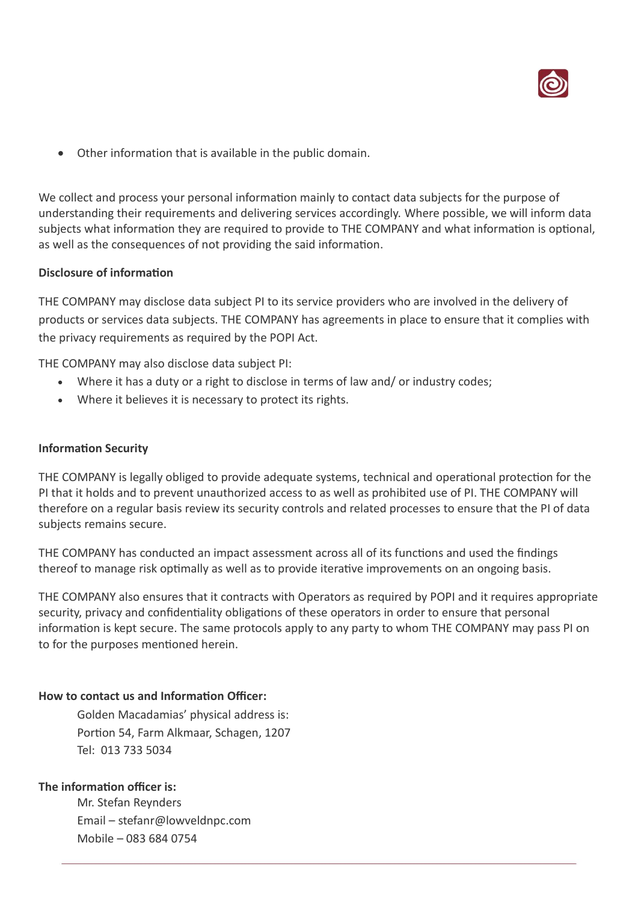- Other information that is available in the public domain.

We collect and process your personal information mainly to contact data subjects for the purpose of understanding their requirements and delivering services accordingly. Where possible, we will inform data subjects what information they are required to provide to THE COMPANY and what information is optional, as well as the consequences of not providing the said information.

**Disclosure of information**

THE COMPANY may disclose data subject PI to its service providers who are involved in the delivery of products or services data subjects. THE COMPANY has agreements in place to ensure that it complies with the privacy requirements as required by the POPI Act.

THE COMPANY may also disclose data subject PI:

- Where it has a duty or a right to disclose in terms of law and/ or industry codes;
- Where it believes it is necessary to protect its rights.

**Information Security**

THE COMPANY is legally obliged to provide adequate systems, technical and operational protection for the PI that it holds and to prevent unauthorized access to as well as prohibited use of PI. THE COMPANY will therefore on a regular basis review its security controls and related processes to ensure that the PI of data subjects remains secure.

THE COMPANY has conducted an impact assessment across all of its functions and used the findings thereof to manage risk optimally as well as to provide iterative improvements on an ongoing basis.

THE COMPANY also ensures that it contracts with Operators as required by POPI and it requires appropriate security, privacy and confidentiality obligations of these operators in order to ensure that personal information is kept secure. The same protocols apply to any party to whom THE COMPANY may pass PI on to for the purposes mentioned herein.

**How to contact us and Information Officer:**

Golden Macadamias' physical address is:
Portion 54, Farm Alkmaar, Schagen, 1207
Tel: 013 733 5034

**The information officer is:**

Mr. Stefan Reynders
Email – stefanr@lowveldnpc.com
Mobile – 083 684 0754